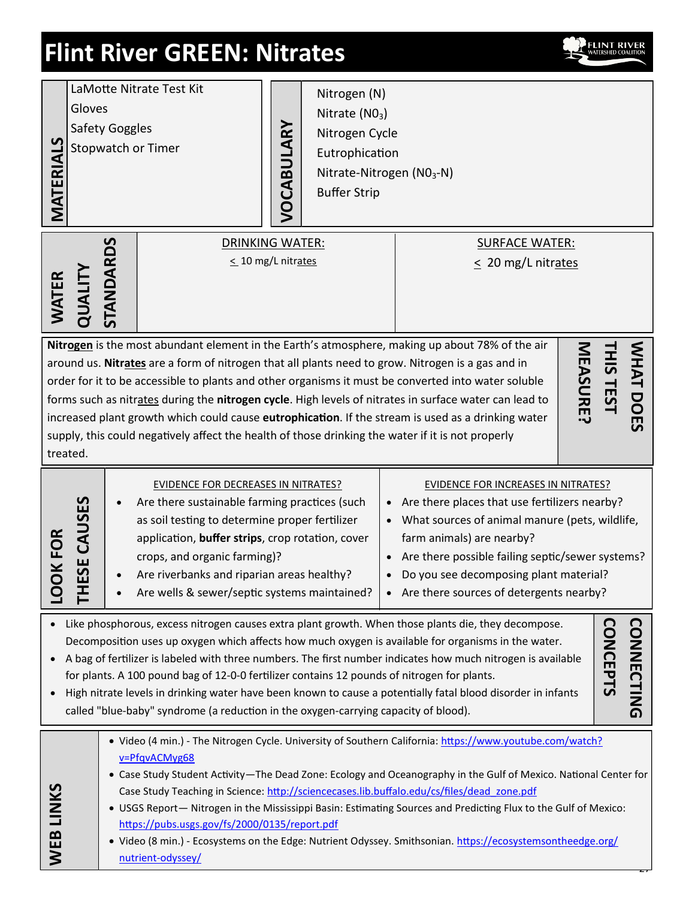# Flint River GREEN: Nitrates

## MATERIALS

- LaMotte Nitrate Test Kit
- Gloves
- Safety Goggles
- Stopwatch or Timer

## VOCABULARY

- Nitrogen (N)
- Nitrate ($NO_3$)
- Nitrogen Cycle
- Eutrophication
- Nitrate-Nitrogen ($NO_3$-N)
- Buffer Strip

## WATER QUALITY STANDARDS

| DRINKING WATER: | SURFACE WATER: |
|---|---|
| ≤ 10 mg/L nitrates | ≤ 20 mg/L nitrates |

## WHAT DOES THIS TEST MEASURE?

Nitr**ogen** is the most abundant element in the Earth's atmosphere, making up about 78% of the air around us. **Nitrates** are a form of nitrogen that all plants need to grow. Nitrogen is a gas and in order for it to be accessible to plants and other organisms it must be converted into water soluble forms such as nitrates during the **nitrogen cycle**. High levels of nitrates in surface water can lead to increased plant growth which could cause **eutrophication**. If the stream is used as a drinking water supply, this could negatively affect the health of those drinking the water if it is not properly treated.

## LOOK FOR THESE CAUSES

**EVIDENCE FOR DECREASES IN NITRATES?**

- Are there sustainable farming practices (such as soil testing to determine proper fertilizer application, **buffer strips**, crop rotation, cover crops, and organic farming)?
- Are riverbanks and riparian areas healthy?
- Are wells & sewer/septic systems maintained?

**EVIDENCE FOR INCREASES IN NITRATES?**

- Are there places that use fertilizers nearby?
- What sources of animal manure (pets, wildlife, farm animals) are nearby?
- Are there possible failing septic/sewer systems?
- Do you see decomposing plant material?
- Are there sources of detergents nearby?

## CONNECTING CONCEPTS

- Like phosphorous, excess nitrogen causes extra plant growth. When those plants die, they decompose. Decomposition uses up oxygen which affects how much oxygen is available for organisms in the water.
- A bag of fertilizer is labeled with three numbers. The first number indicates how much nitrogen is available for plants. A 100 pound bag of 12-0-0 fertilizer contains 12 pounds of nitrogen for plants.
- High nitrate levels in drinking water have been known to cause a potentially fatal blood disorder in infants called "blue-baby" syndrome (a reduction in the oxygen-carrying capacity of blood).

## WEB LINKS

- Video (4 min.) - The Nitrogen Cycle. University of Southern California: https://www.youtube.com/watch?v=PfqvACMyg68
- Case Study Student Activity—The Dead Zone: Ecology and Oceanography in the Gulf of Mexico. National Center for Case Study Teaching in Science: http://sciencecases.lib.buffalo.edu/cs/files/dead_zone.pdf
- USGS Report— Nitrogen in the Mississippi Basin: Estimating Sources and Predicting Flux to the Gulf of Mexico: https://pubs.usgs.gov/fs/2000/0135/report.pdf
- Video (8 min.) - Ecosystems on the Edge: Nutrient Odyssey. Smithsonian. https://ecosystemsontheedge.org/nutrient-odyssey/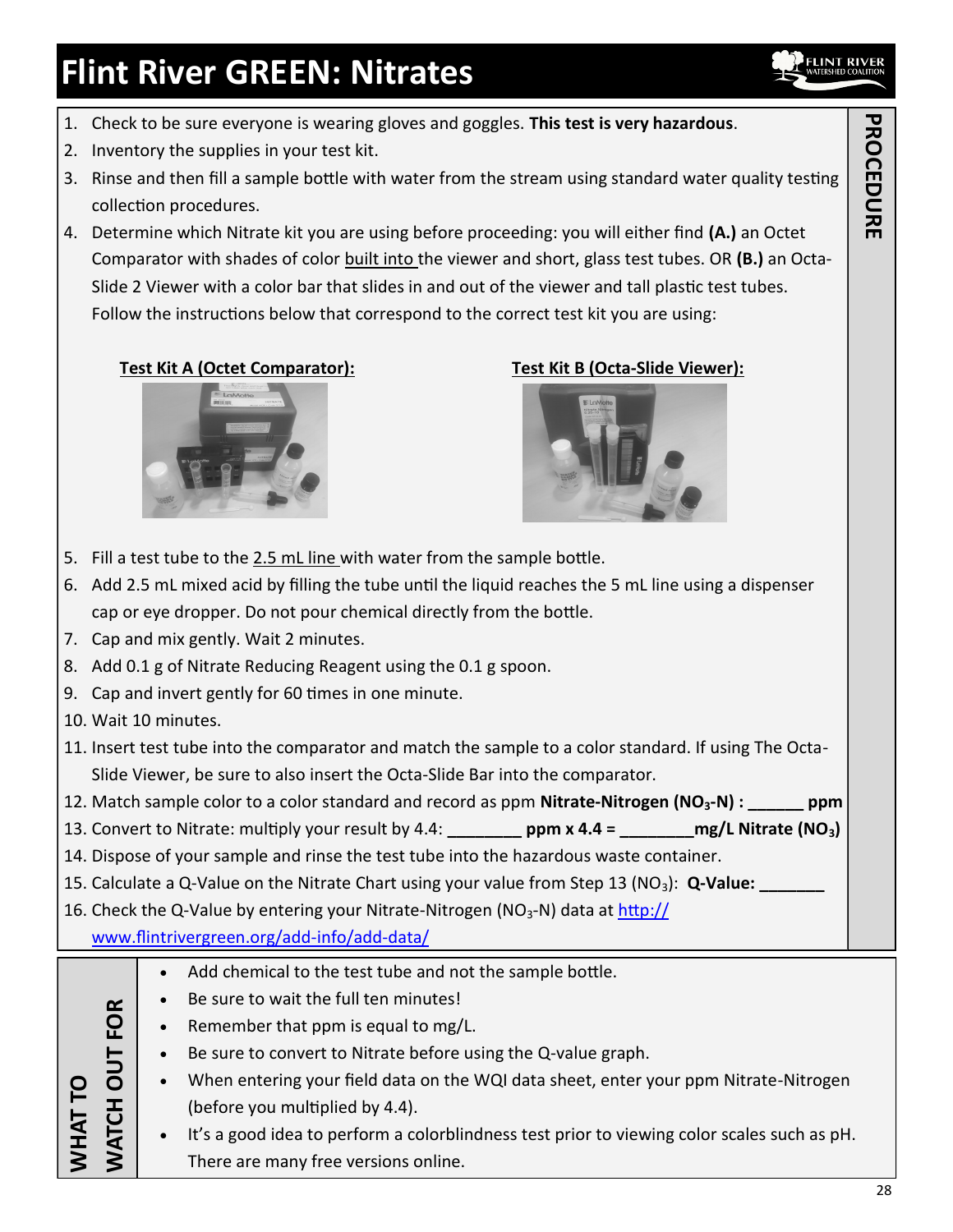# Flint River GREEN: Nitrates

## PROCEDURE

1. Check to be sure everyone is wearing gloves and goggles. **This test is very hazardous**.
2. Inventory the supplies in your test kit.
3. Rinse and then fill a sample bottle with water from the stream using standard water quality testing collection procedures.
4. Determine which Nitrate kit you are using before proceeding: you will either find **(A.)** an Octet Comparator with shades of color built into the viewer and short, glass test tubes. OR **(B.)** an Octa-Slide 2 Viewer with a color bar that slides in and out of the viewer and tall plastic test tubes. Follow the instructions below that correspond to the correct test kit you are using:

**Test Kit A (Octet Comparator):**

**Test Kit B (Octa-Slide Viewer):**

5. Fill a test tube to the 2.5 mL line with water from the sample bottle.
6. Add 2.5 mL mixed acid by filling the tube until the liquid reaches the 5 mL line using a dispenser cap or eye dropper. Do not pour chemical directly from the bottle.
7. Cap and mix gently. Wait 2 minutes.
8. Add 0.1 g of Nitrate Reducing Reagent using the 0.1 g spoon.
9. Cap and invert gently for 60 times in one minute.
10. Wait 10 minutes.
11. Insert test tube into the comparator and match the sample to a color standard. If using The Octa-Slide Viewer, be sure to also insert the Octa-Slide Bar into the comparator.
12. Match sample color to a color standard and record as ppm **Nitrate-Nitrogen ($NO_3$-N) : ______ ppm**
13. Convert to Nitrate: multiply your result by 4.4: ________ **ppm x 4.4 =** ________**mg/L Nitrate ($NO_3$)**
14. Dispose of your sample and rinse the test tube into the hazardous waste container.
15. Calculate a Q-Value on the Nitrate Chart using your value from Step 13 ($NO_3$): **Q-Value: _______**
16. Check the Q-Value by entering your Nitrate-Nitrogen ($NO_3$-N) data at http://www.flintrivergreen.org/add-info/add-data/

## WHAT TO WATCH OUT FOR

- Add chemical to the test tube and not the sample bottle.
- Be sure to wait the full ten minutes!
- Remember that ppm is equal to mg/L.
- Be sure to convert to Nitrate before using the Q-value graph.
- When entering your field data on the WQI data sheet, enter your ppm Nitrate-Nitrogen (before you multiplied by 4.4).
- It's a good idea to perform a colorblindness test prior to viewing color scales such as pH. There are many free versions online.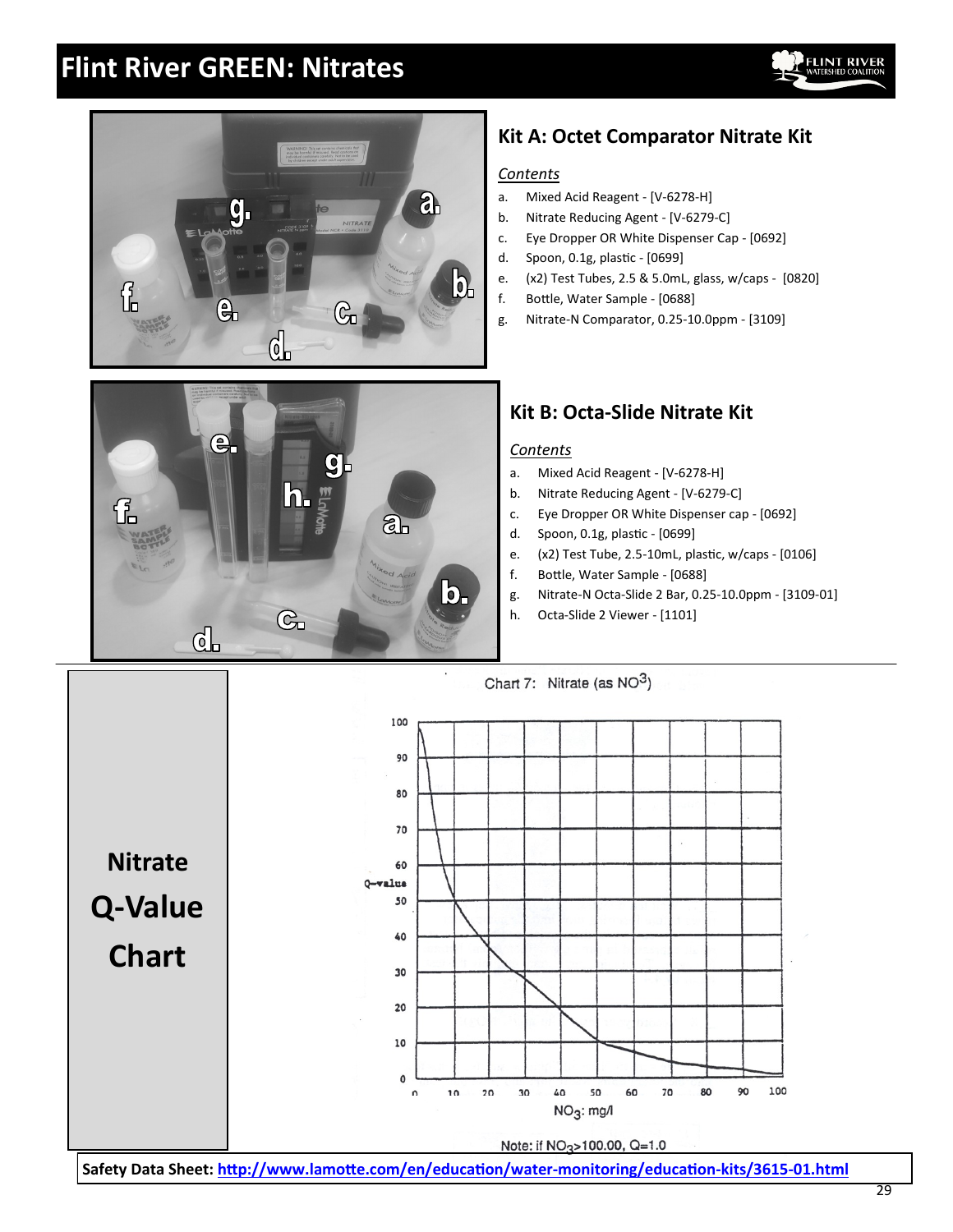# Flint River GREEN: Nitrates

## Kit A: Octet Comparator Nitrate Kit

*Contents*

a. Mixed Acid Reagent - [V-6278-H]
b. Nitrate Reducing Agent - [V-6279-C]
c. Eye Dropper OR White Dispenser Cap - [0692]
d. Spoon, 0.1g, plastic - [0699]
e. (x2) Test Tubes, 2.5 & 5.0mL, glass, w/caps - [0820]
f. Bottle, Water Sample - [0688]
g. Nitrate-N Comparator, 0.25-10.0ppm - [3109]

## Kit B: Octa-Slide Nitrate Kit

*Contents*

a. Mixed Acid Reagent - [V-6278-H]
b. Nitrate Reducing Agent - [V-6279-C]
c. Eye Dropper OR White Dispenser cap - [0692]
d. Spoon, 0.1g, plastic - [0699]
e. (x2) Test Tube, 2.5-10mL, plastic, w/caps - [0106]
f. Bottle, Water Sample - [0688]
g. Nitrate-N Octa-Slide 2 Bar, 0.25-10.0ppm - [3109-01]
h. Octa-Slide 2 Viewer - [1101]

## Nitrate Q-Value Chart

Chart 7: Nitrate (as $NO^3$)

Q-value

0 10 20 30 40 50 60 70 80 90 100

$NO_3$: mg/l

Note: if $NO_3$>100.00, Q=1.0

**Safety Data Sheet:** http://www.lamotte.com/en/education/water-monitoring/education-kits/3615-01.html